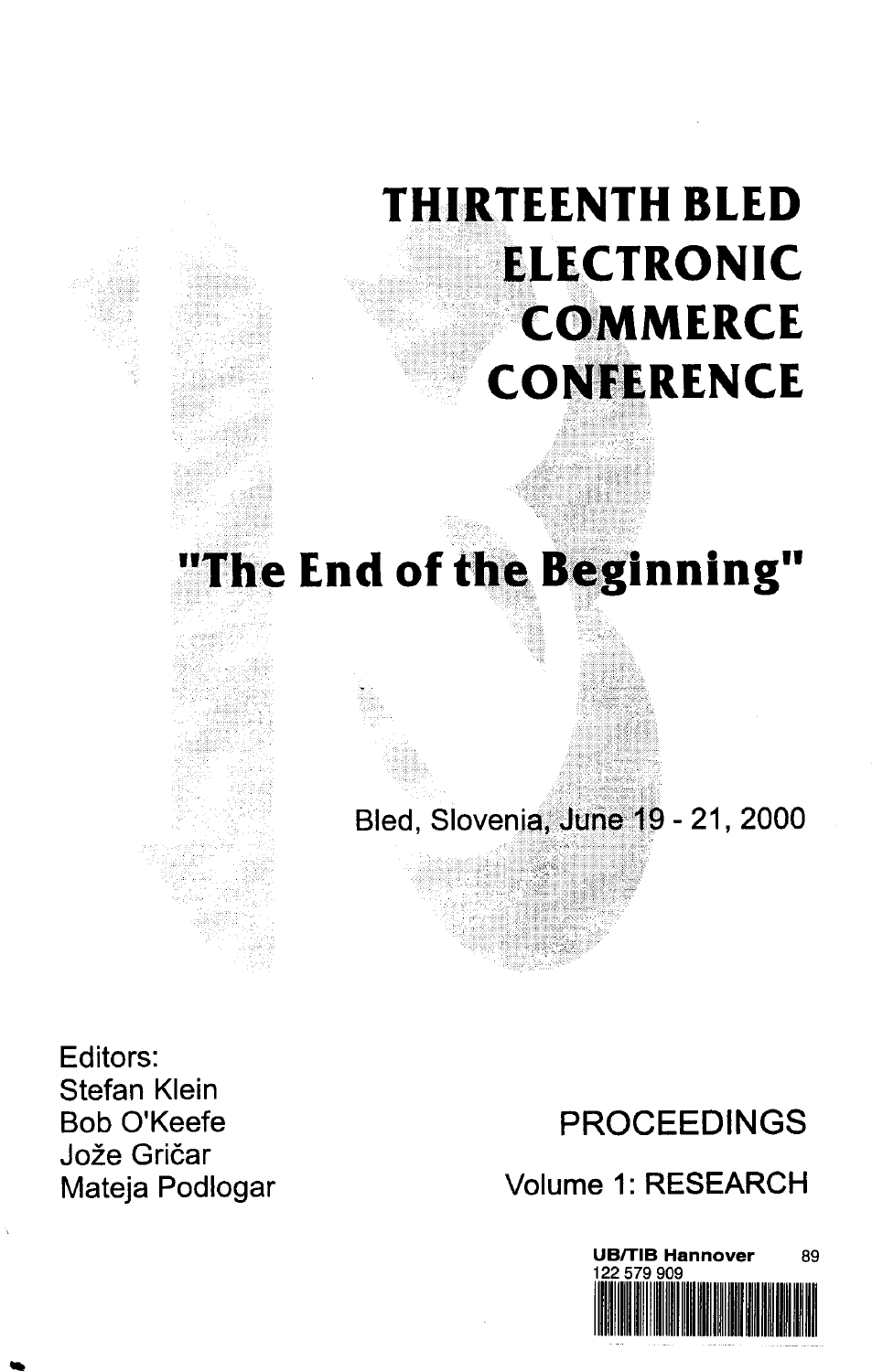# THIRTEENTH BLED ELECTRONIC COMMERCE CONFERENCE

## "The End of the Beginning"

Bled, Slovenia, June 19 - 21, 2000

Editors:
Stefan Klein
Bob O'Keefe
Jože Gričar
Mateja Podlogar

PROCEEDINGS

Volume 1: RESEARCH

UB/TIB Hannover 89
122 579 909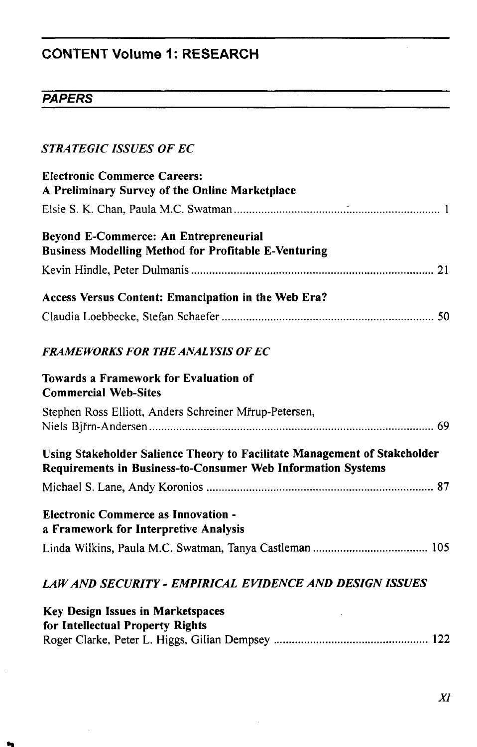## CONTENT Volume 1: RESEARCH

### PAPERS

*STRATEGIC ISSUES OF EC*

**Electronic Commerce Careers: A Preliminary Survey of the Online Marketplace**

Elsie S. K. Chan, Paula M.C. Swatman ..... 1

**Beyond E-Commerce: An Entrepreneurial Business Modelling Method for Profitable E-Venturing**

Kevin Hindle, Peter Dulmanis ..... 21

**Access Versus Content: Emancipation in the Web Era?**

Claudia Loebbecke, Stefan Schaefer ..... 50

*FRAMEWORKS FOR THE ANALYSIS OF EC*

**Towards a Framework for Evaluation of Commercial Web-Sites**

Stephen Ross Elliott, Anders Schreiner Mřrup-Petersen, Niels Bjřrn-Andersen ..... 69

**Using Stakeholder Salience Theory to Facilitate Management of Stakeholder Requirements in Business-to-Consumer Web Information Systems**

Michael S. Lane, Andy Koronios ..... 87

**Electronic Commerce as Innovation - a Framework for Interpretive Analysis**

Linda Wilkins, Paula M.C. Swatman, Tanya Castleman ..... 105

*LAW AND SECURITY - EMPIRICAL EVIDENCE AND DESIGN ISSUES*

**Key Design Issues in Marketspaces for Intellectual Property Rights**

Roger Clarke, Peter L. Higgs, Gilian Dempsey ..... 122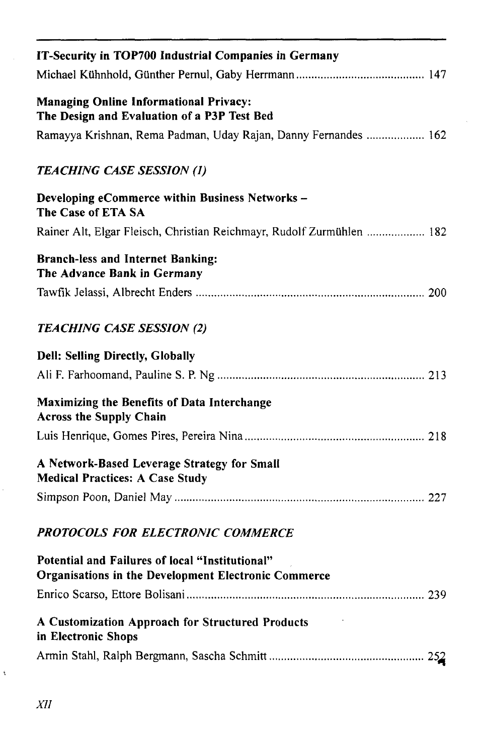**IT-Security in TOP700 Industrial Companies in Germany**

Michael Kühnhold, Günther Pernul, Gaby Herrmann .......................................... 147

**Managing Online Informational Privacy:**
**The Design and Evaluation of a P3P Test Bed**

Ramayya Krishnan, Rema Padman, Uday Rajan, Danny Fernandes ................... 162

## *TEACHING CASE SESSION (1)*

**Developing eCommerce within Business Networks –**
**The Case of ETA SA**

Rainer Alt, Elgar Fleisch, Christian Reichmayr, Rudolf Zurmühlen ................... 182

**Branch-less and Internet Banking:**
**The Advance Bank in Germany**

Tawfik Jelassi, Albrecht Enders .......................................................................... 200

## *TEACHING CASE SESSION (2)*

**Dell: Selling Directly, Globally**

Ali F. Farhoomand, Pauline S. P. Ng .................................................................... 213

**Maximizing the Benefits of Data Interchange**
**Across the Supply Chain**

Luis Henrique, Gomes Pires, Pereira Nina ........................................................... 218

**A Network-Based Leverage Strategy for Small**
**Medical Practices: A Case Study**

Simpson Poon, Daniel May .................................................................................. 227

## *PROTOCOLS FOR ELECTRONIC COMMERCE*

**Potential and Failures of local "Institutional"**
**Organisations in the Development Electronic Commerce**

Enrico Scarso, Ettore Bolisani .............................................................................. 239

**A Customization Approach for Structured Products**
**in Electronic Shops**

Armin Stahl, Ralph Bergmann, Sascha Schmitt ................................................... 252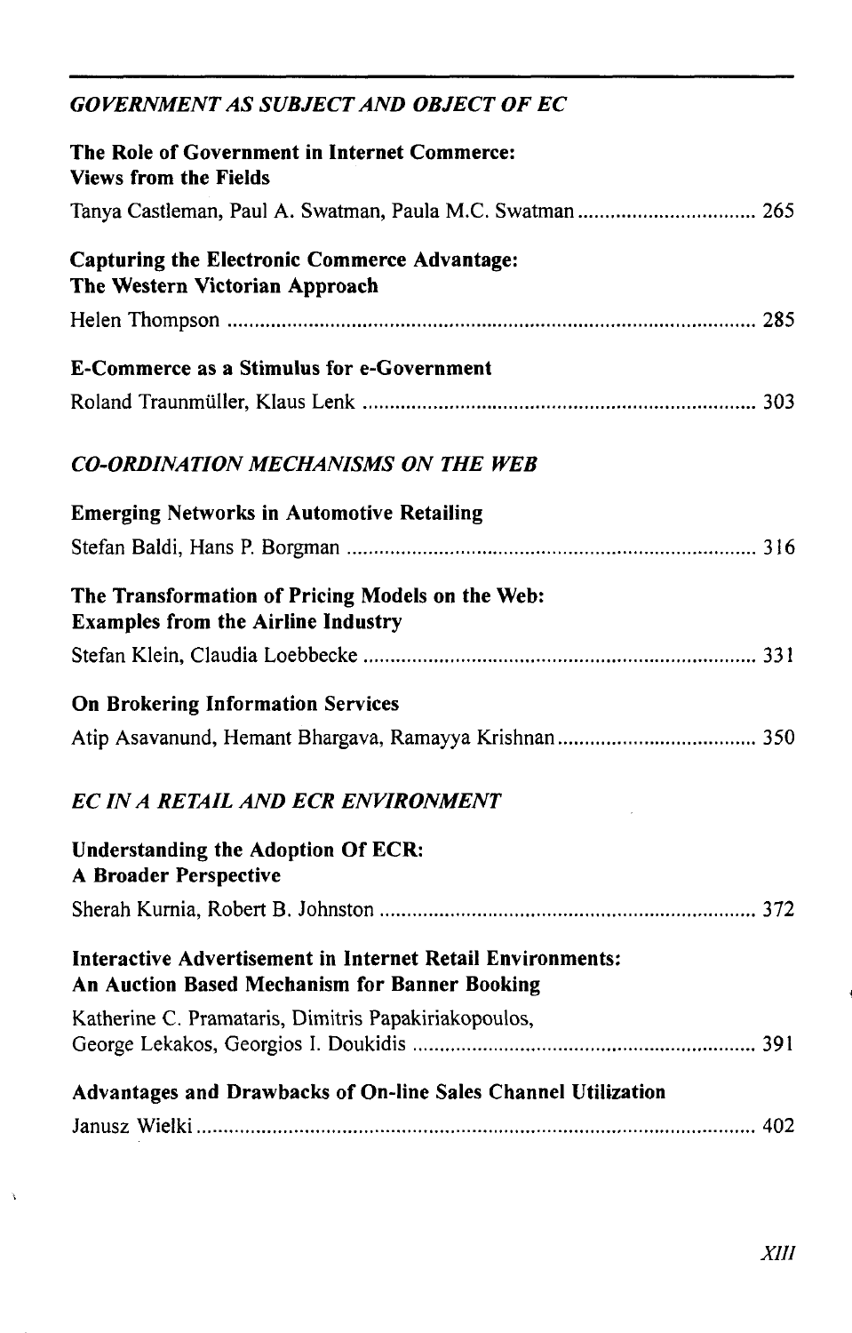## *GOVERNMENT AS SUBJECT AND OBJECT OF EC*

**The Role of Government in Internet Commerce: Views from the Fields**

Tanya Castleman, Paul A. Swatman, Paula M.C. Swatman ................................ 265

**Capturing the Electronic Commerce Advantage: The Western Victorian Approach**

Helen Thompson ................................................................................................ 285

**E-Commerce as a Stimulus for e-Government**

Roland Traunmüller, Klaus Lenk ........................................................................ 303

## *CO-ORDINATION MECHANISMS ON THE WEB*

**Emerging Networks in Automotive Retailing**

Stefan Baldi, Hans P. Borgman ........................................................................... 316

**The Transformation of Pricing Models on the Web: Examples from the Airline Industry**

Stefan Klein, Claudia Loebbecke ........................................................................ 331

**On Brokering Information Services**

Atip Asavanund, Hemant Bhargava, Ramayya Krishnan .................................... 350

## *EC IN A RETAIL AND ECR ENVIRONMENT*

**Understanding the Adoption Of ECR: A Broader Perspective**

Sherah Kurnia, Robert B. Johnston ..................................................................... 372

**Interactive Advertisement in Internet Retail Environments: An Auction Based Mechanism for Banner Booking**

Katherine C. Pramataris, Dimitris Papakiriakopoulos,
George Lekakos, Georgios I. Doukidis ............................................................... 391

**Advantages and Drawbacks of On-line Sales Channel Utilization**

Janusz Wielki ...................................................................................................... 402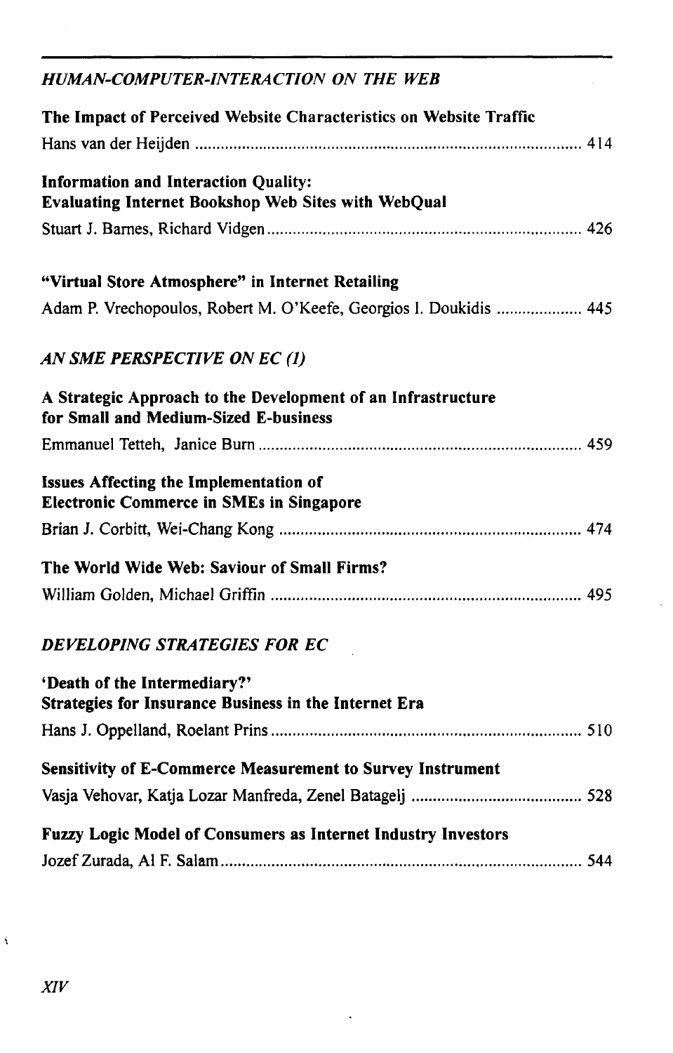## *HUMAN-COMPUTER-INTERACTION ON THE WEB*

**The Impact of Perceived Website Characteristics on Website Traffic**

Hans van der Heijden ........................................................................................ 414

**Information and Interaction Quality: Evaluating Internet Bookshop Web Sites with WebQual**

Stuart J. Barnes, Richard Vidgen ........................................................................ 426

**"Virtual Store Atmosphere" in Internet Retailing**

Adam P. Vrechopoulos, Robert M. O'Keefe, Georgios I. Doukidis .................... 445

## *AN SME PERSPECTIVE ON EC (1)*

**A Strategic Approach to the Development of an Infrastructure for Small and Medium-Sized E-business**

Emmanuel Tetteh, Janice Burn ........................................................................... 459

**Issues Affecting the Implementation of Electronic Commerce in SMEs in Singapore**

Brian J. Corbitt, Wei-Chang Kong ...................................................................... 474

**The World Wide Web: Saviour of Small Firms?**

William Golden, Michael Griffin ........................................................................ 495

## *DEVELOPING STRATEGIES FOR EC*

**'Death of the Intermediary?' Strategies for Insurance Business in the Internet Era**

Hans J. Oppelland, Roelant Prins ........................................................................ 510

**Sensitivity of E-Commerce Measurement to Survey Instrument**

Vasja Vehovar, Katja Lozar Manfreda, Zenel Batagelj ....................................... 528

**Fuzzy Logic Model of Consumers as Internet Industry Investors**

Jozef Zurada, Al F. Salam .................................................................................. 544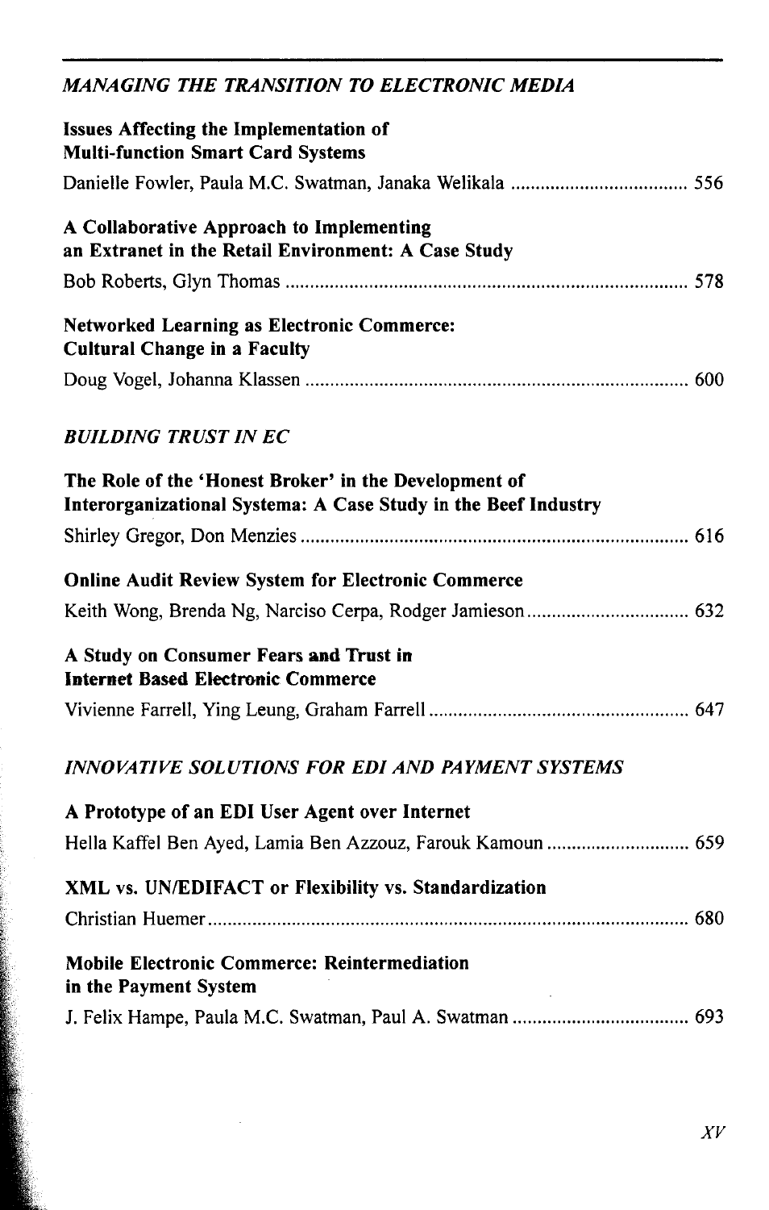*MANAGING THE TRANSITION TO ELECTRONIC MEDIA*

**Issues Affecting the Implementation of Multi-function Smart Card Systems**

Danielle Fowler, Paula M.C. Swatman, Janaka Welikala .................................... 556

**A Collaborative Approach to Implementing an Extranet in the Retail Environment: A Case Study**

Bob Roberts, Glyn Thomas .................................................................................. 578

**Networked Learning as Electronic Commerce: Cultural Change in a Faculty**

Doug Vogel, Johanna Klassen .............................................................................. 600

*BUILDING TRUST IN EC*

**The Role of the 'Honest Broker' in the Development of Interorganizational Systema: A Case Study in the Beef Industry**

Shirley Gregor, Don Menzies ............................................................................... 616

**Online Audit Review System for Electronic Commerce**

Keith Wong, Brenda Ng, Narciso Cerpa, Rodger Jamieson ................................. 632

**A Study on Consumer Fears and Trust in Internet Based Electronic Commerce**

Vivienne Farrell, Ying Leung, Graham Farrell ..................................................... 647

*INNOVATIVE SOLUTIONS FOR EDI AND PAYMENT SYSTEMS*

**A Prototype of an EDI User Agent over Internet**

Hella Kaffel Ben Ayed, Lamia Ben Azzouz, Farouk Kamoun ............................. 659

**XML vs. UN/EDIFACT or Flexibility vs. Standardization**

Christian Huemer .................................................................................................. 680

**Mobile Electronic Commerce: Reintermediation in the Payment System**

J. Felix Hampe, Paula M.C. Swatman, Paul A. Swatman .................................... 693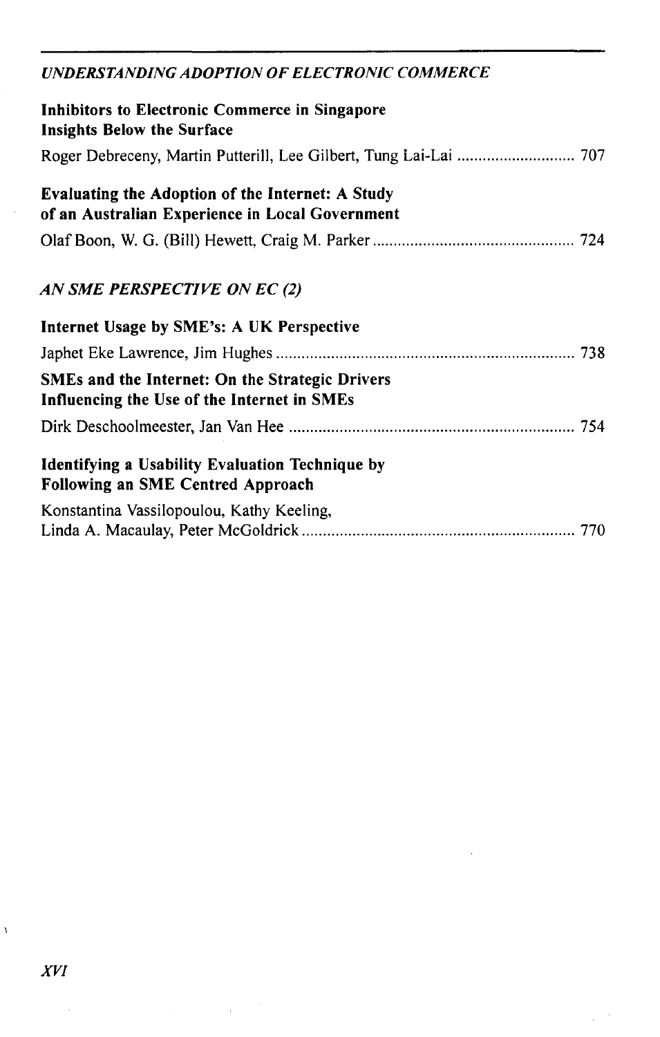*UNDERSTANDING ADOPTION OF ELECTRONIC COMMERCE*

**Inhibitors to Electronic Commerce in Singapore Insights Below the Surface**

Roger Debreceny, Martin Putterill, Lee Gilbert, Tung Lai-Lai ............................ 707

**Evaluating the Adoption of the Internet: A Study of an Australian Experience in Local Government**

Olaf Boon, W. G. (Bill) Hewett, Craig M. Parker ................................................ 724

*AN SME PERSPECTIVE ON EC (2)*

**Internet Usage by SME's: A UK Perspective**

Japhet Eke Lawrence, Jim Hughes ....................................................................... 738

**SMEs and the Internet: On the Strategic Drivers Influencing the Use of the Internet in SMEs**

Dirk Deschoolmeester, Jan Van Hee .................................................................... 754

**Identifying a Usability Evaluation Technique by Following an SME Centred Approach**

Konstantina Vassilopoulou, Kathy Keeling,
Linda A. Macaulay, Peter McGoldrick ................................................................. 770